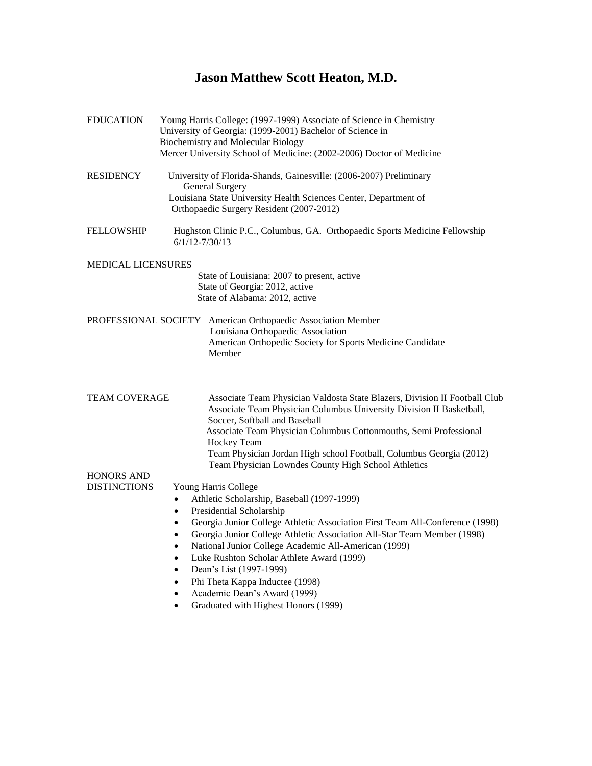# Jason Matthew Scott Heaton, M.D.

**EDUCATION**

Young Harris College: (1997-1999) Associate of Science in Chemistry
University of Georgia: (1999-2001) Bachelor of Science in Biochemistry and Molecular Biology
Mercer University School of Medicine: (2002-2006) Doctor of Medicine

**RESIDENCY**

University of Florida-Shands, Gainesville: (2006-2007) Preliminary General Surgery
Louisiana State University Health Sciences Center, Department of Orthopaedic Surgery Resident (2007-2012)

**FELLOWSHIP**

Hughston Clinic P.C., Columbus, GA. Orthopaedic Sports Medicine Fellowship 6/1/12-7/30/13

**MEDICAL LICENSURES**

State of Louisiana: 2007 to present, active
State of Georgia: 2012, active
State of Alabama: 2012, active

**PROFESSIONAL SOCIETY**

American Orthopaedic Association Member
Louisiana Orthopaedic Association
American Orthopedic Society for Sports Medicine Candidate Member

**TEAM COVERAGE**

Associate Team Physician Valdosta State Blazers, Division II Football Club
Associate Team Physician Columbus University Division II Basketball, Soccer, Softball and Baseball
Associate Team Physician Columbus Cottonmouths, Semi Professional Hockey Team
Team Physician Jordan High school Football, Columbus Georgia (2012)
Team Physician Lowndes County High School Athletics

**HONORS AND DISTINCTIONS**

Young Harris College

- Athletic Scholarship, Baseball (1997-1999)
- Presidential Scholarship
- Georgia Junior College Athletic Association First Team All-Conference (1998)
- Georgia Junior College Athletic Association All-Star Team Member (1998)
- National Junior College Academic All-American (1999)
- Luke Rushton Scholar Athlete Award (1999)
- Dean's List (1997-1999)
- Phi Theta Kappa Inductee (1998)
- Academic Dean's Award (1999)
- Graduated with Highest Honors (1999)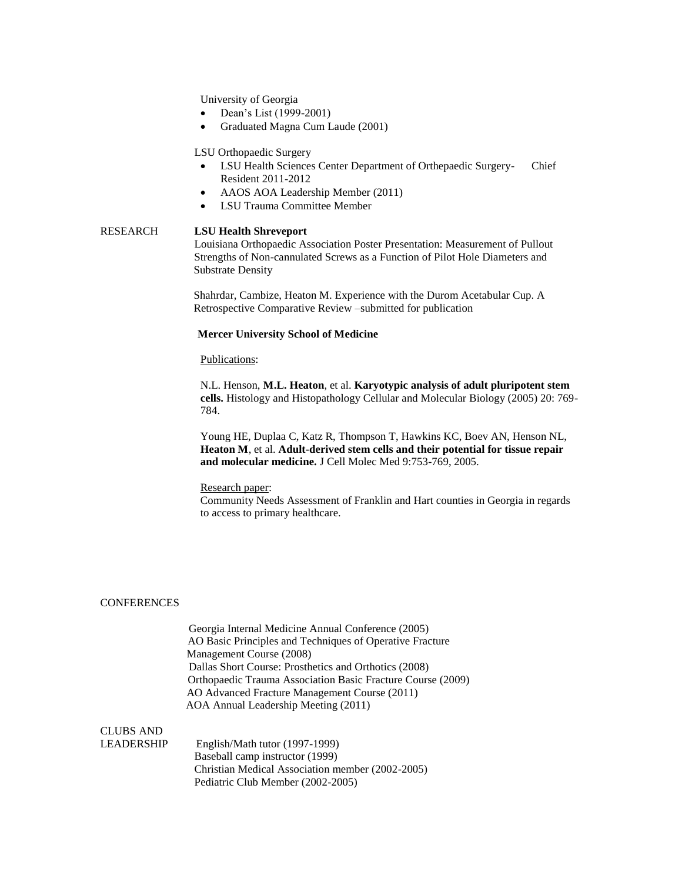University of Georgia

- Dean's List (1999-2001)
- Graduated Magna Cum Laude (2001)

LSU Orthopaedic Surgery

- LSU Health Sciences Center Department of Orthepaedic Surgery- Chief Resident 2011-2012
- AAOS AOA Leadership Member (2011)
- LSU Trauma Committee Member

## RESEARCH

**LSU Health Shreveport**

Louisiana Orthopaedic Association Poster Presentation: Measurement of Pullout Strengths of Non-cannulated Screws as a Function of Pilot Hole Diameters and Substrate Density

Shahrdar, Cambize, Heaton M. Experience with the Durom Acetabular Cup. A Retrospective Comparative Review –submitted for publication

**Mercer University School of Medicine**

Publications:

N.L. Henson, **M.L. Heaton**, et al. **Karyotypic analysis of adult pluripotent stem cells.** Histology and Histopathology Cellular and Molecular Biology (2005) 20: 769-784.

Young HE, Duplaa C, Katz R, Thompson T, Hawkins KC, Boev AN, Henson NL, **Heaton M**, et al. **Adult-derived stem cells and their potential for tissue repair and molecular medicine.** J Cell Molec Med 9:753-769, 2005.

Research paper:

Community Needs Assessment of Franklin and Hart counties in Georgia in regards to access to primary healthcare.

## CONFERENCES

Georgia Internal Medicine Annual Conference (2005)
AO Basic Principles and Techniques of Operative Fracture Management Course (2008)
Dallas Short Course: Prosthetics and Orthotics (2008)
Orthopaedic Trauma Association Basic Fracture Course (2009)
AO Advanced Fracture Management Course (2011)
AOA Annual Leadership Meeting (2011)

## CLUBS AND LEADERSHIP

English/Math tutor (1997-1999)
Baseball camp instructor (1999)
Christian Medical Association member (2002-2005)
Pediatric Club Member (2002-2005)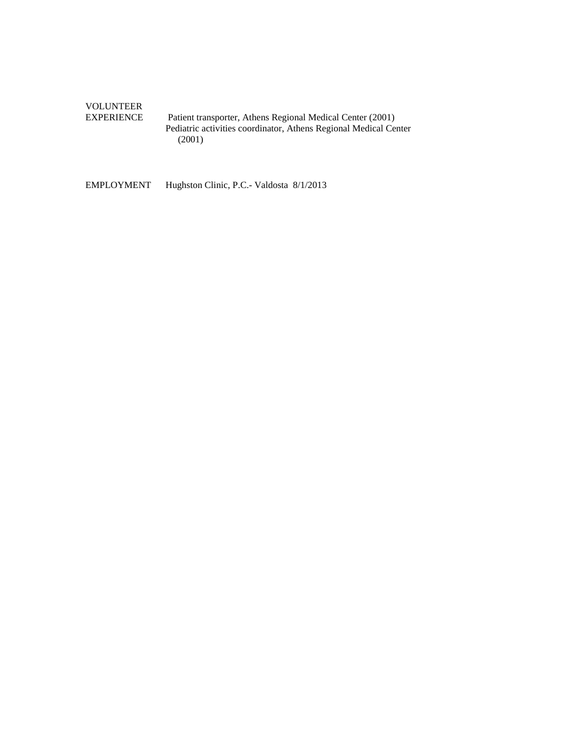**VOLUNTEER EXPERIENCE**

Patient transporter, Athens Regional Medical Center (2001)
Pediatric activities coordinator, Athens Regional Medical Center (2001)

**EMPLOYMENT**

Hughston Clinic, P.C.- Valdosta 8/1/2013